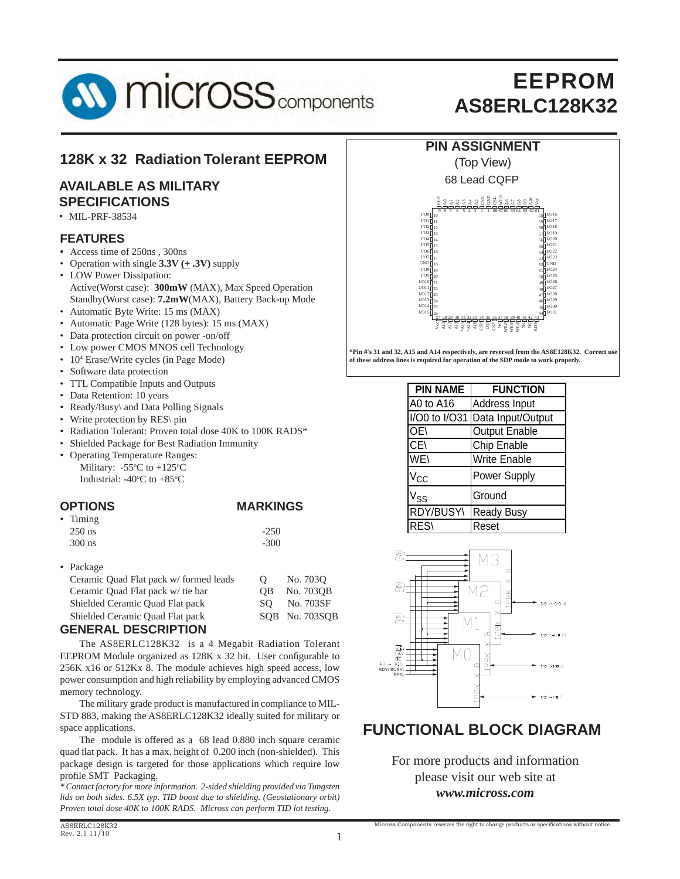# EEPROM
# AS8ERLC128K32

## 128K x 32 Radiation Tolerant EEPROM

### AVAILABLE AS MILITARY SPECIFICATIONS

- MIL-PRF-38534

### FEATURES

- Access time of 250ns , 300ns
- Operation with single **3.3V (± .3V)** supply
- LOW Power Dissipation:
  Active(Worst case): **300mW** (MAX), Max Speed Operation
  Standby(Worst case): **7.2mW**(MAX), Battery Back-up Mode
- Automatic Byte Write: 15 ms (MAX)
- Automatic Page Write (128 bytes): 15 ms (MAX)
- Data protection circuit on power -on/off
- Low power CMOS MNOS cell Technology
- $10^4$ Erase/Write cycles (in Page Mode)
- Software data protection
- TTL Compatible Inputs and Outputs
- Data Retention: 10 years
- Ready/Busy\ and Data Polling Signals
- Write protection by RES\ pin
- Radiation Tolerant: Proven total dose 40K to 100K RADS*
- Shielded Package for Best Radiation Immunity
- Operating Temperature Ranges:
  Military: -55°C to +125°C
  Industrial: -40°C to +85°C

### OPTIONS / MARKINGS

- Timing

| | |
|---|---|
| 250 ns | -250 |
| 300 ns | -300 |

- Package

| | | |
|---|---|---|
| Ceramic Quad Flat pack w/ formed leads | Q | No. 703Q |
| Ceramic Quad Flat pack w/ tie bar | QB | No. 703QB |
| Shielded Ceramic Quad Flat pack | SQ | No. 703SF |
| Shielded Ceramic Quad Flat pack | SQB | No. 703SQB |

### GENERAL DESCRIPTION

The AS8ERLC128K32 is a 4 Megabit Radiation Tolerant EEPROM Module organized as 128K x 32 bit. User configurable to 256K x16 or 512Kx 8. The module achieves high speed access, low power consumption and high reliability by employing advanced CMOS memory technology.

The military grade product is manufactured in compliance to MIL-STD 883, making the AS8ERLC128K32 ideally suited for military or space applications.

The module is offered as a 68 lead 0.880 inch square ceramic quad flat pack. It has a max. height of 0.200 inch (non-shielded). This package design is targeted for those applications which require low profile SMT Packaging.

*\* Contact factory for more information. 2-sided shielding provided via Tungsten lids on both sides. 6.5X typ. TID boost due to shielding. (Geostationary orbit) Proven total dose 40K to 100K RADS. Micross can perform TID lot testing.*

## PIN ASSIGNMENT

(Top View)

68 Lead CQFP

**\*Pin #'s 31 and 32, A15 and A14 respectively, are reversed from the AS8E128K32. Correct use of these address lines is required for operation of the SDP mode to work properly.**

| PIN NAME | FUNCTION |
|---|---|
| A0 to A16 | Address Input |
| I/O0 to I/O31 | Data Input/Output |
| OE\ | Output Enable |
| CE\ | Chip Enable |
| WE\ | Write Enable |
| $V_{CC}$ | Power Supply |
| $V_{SS}$ | Ground |
| RDY/BUSY\ | Ready Busy |
| RES\ | Reset |

## FUNCTIONAL BLOCK DIAGRAM

For more products and information please visit our web site at ***www.micross.com***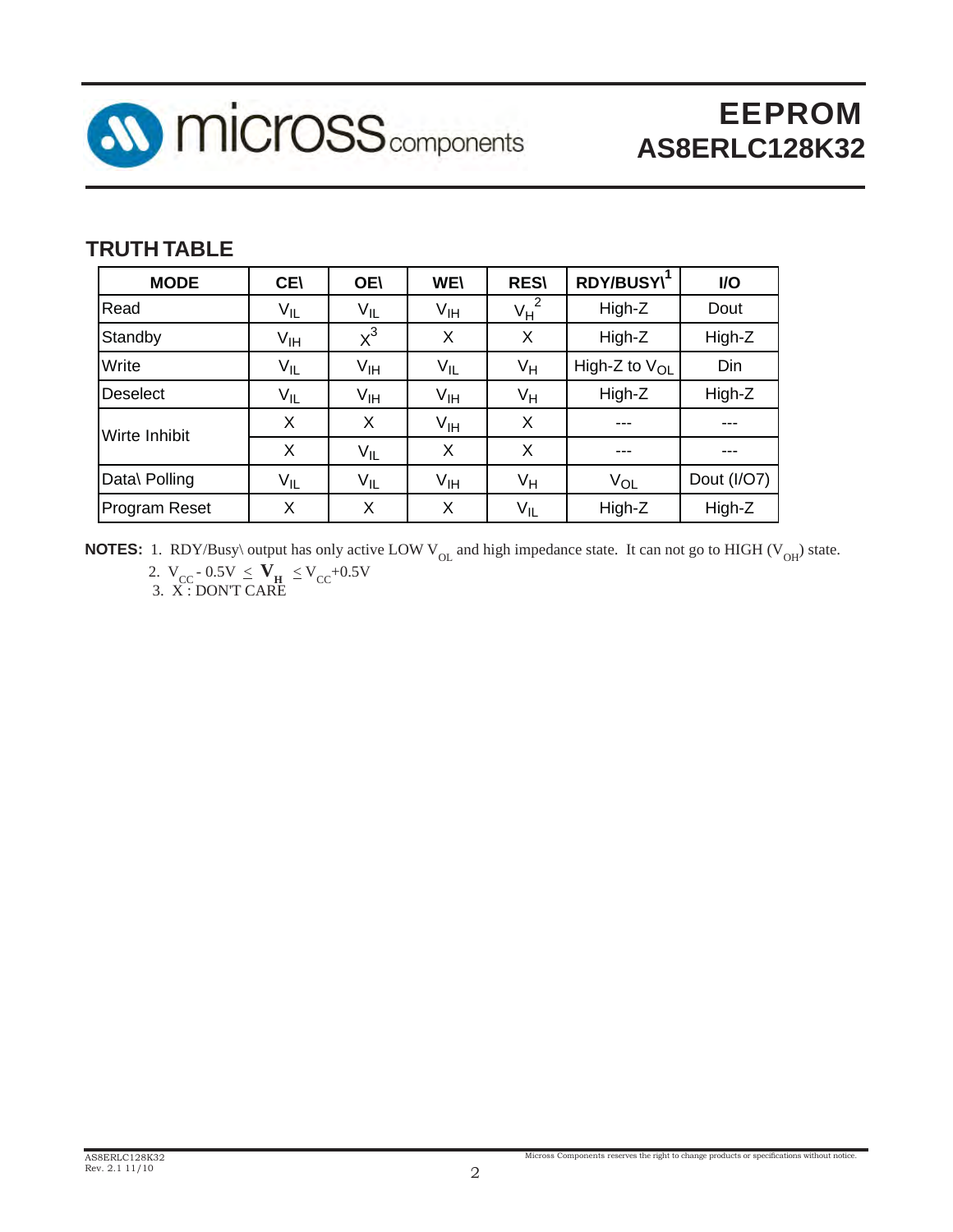## TRUTH TABLE

| MODE | CE\ | OE\ | WE\ | RES\ | RDY/BUSY\[1] | I/O |
|---|---|---|---|---|---|---|
| Read | $V_{IL}$ | $V_{IL}$ | $V_{IH}$ | $V_H$[2] | High-Z | Dout |
| Standby | $V_{IH}$ | X[3] | X | X | High-Z | High-Z |
| Write | $V_{IL}$ | $V_{IH}$ | $V_{IL}$ | $V_H$ | High-Z to $V_{OL}$ | Din |
| Deselect | $V_{IL}$ | $V_{IH}$ | $V_{IH}$ | $V_H$ | High-Z | High-Z |
| Wirte Inhibit | X | X | $V_{IH}$ | X | --- | --- |
| | X | $V_{IL}$ | X | X | --- | --- |
| Data\ Polling | $V_{IL}$ | $V_{IL}$ | $V_{IH}$ | $V_H$ | $V_{OL}$ | Dout (I/O7) |
| Program Reset | X | X | X | $V_{IL}$ | High-Z | High-Z |

**NOTES:**
1. RDY/Busy\ output has only active LOW $V_{OL}$ and high impedance state. It can not go to HIGH ($V_{OH}$) state.
2. $V_{CC} - 0.5V \leq \mathbf{V_H} \leq V_{CC} + 0.5V$
3. X : DON'T CARE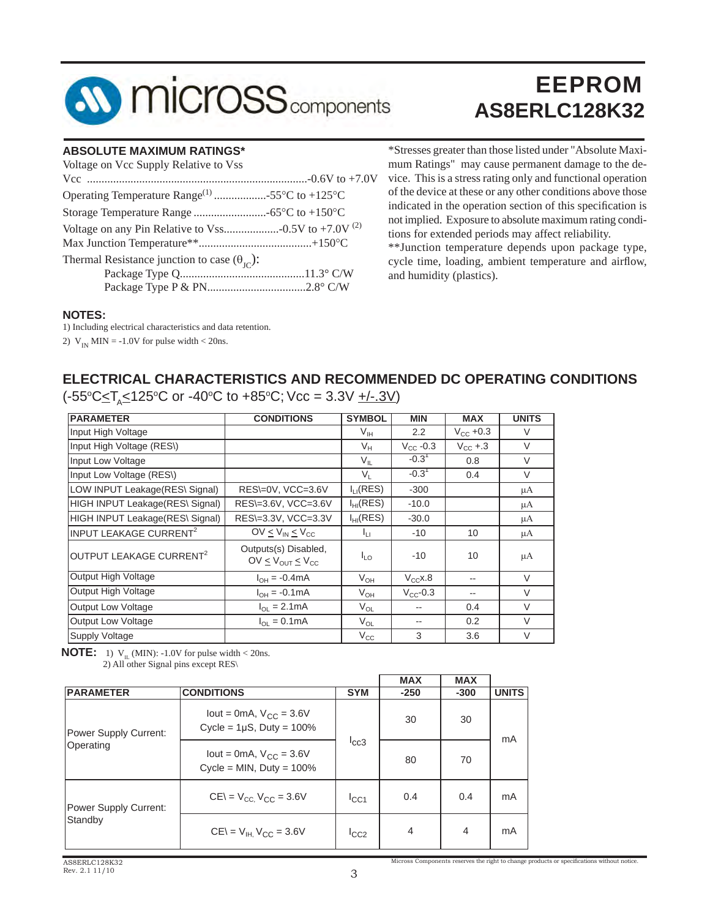# EEPROM

# AS8ERLC128K32

## ABSOLUTE MAXIMUM RATINGS*

Voltage on Vcc Supply Relative to Vss

Vcc ...........................................................................-0.6V to +7.0V

Operating Temperature Range[1] ..................-55°C to +125°C

Storage Temperature Range ..........................-65°C to +150°C

Voltage on any Pin Relative to Vss...................-0.5V to +7.0V [2]

Max Junction Temperature**......................................+150°C

Thermal Resistance junction to case ($\theta_{JC}$):

Package Type Q...........................................11.3° C/W

Package Type P & PN..................................2.8° C/W

*Stresses greater than those listed under "Absolute Maximum Ratings" may cause permanent damage to the device. This is a stress rating only and functional operation of the device at these or any other conditions above those indicated in the operation section of this specification is not implied. Exposure to absolute maximum rating conditions for extended periods may affect reliability.

**Junction temperature depends upon package type, cycle time, loading, ambient temperature and airflow, and humidity (plastics).

**NOTES:**

1) Including electrical characteristics and data retention.

2) $V_{IN}$ MIN = -1.0V for pulse width < 20ns.

## ELECTRICAL CHARACTERISTICS AND RECOMMENDED DC OPERATING CONDITIONS

(-55°C ≤ $T_A$ ≤ 125°C or -40°C to +85°C; Vcc = 3.3V +/-.3V)

| PARAMETER | CONDITIONS | SYMBOL | MIN | MAX | UNITS |
|---|---|---|---|---|---|
| Input High Voltage | | $V_{IH}$ | 2.2 | $V_{CC}$ +0.3 | V |
| Input High Voltage (RES\) | | $V_H$ | $V_{CC}$ -0.3 | $V_{CC}$ +.3 | V |
| Input Low Voltage | | $V_{IL}$ | -0.3[1] | 0.8 | V |
| Input Low Voltage (RES\) | | $V_L$ | -0.3[1] | 0.4 | V |
| LOW INPUT Leakage(RES\ Signal) | RES\=0V, VCC=3.6V | $I_{LI}$(RES) | -300 | | µA |
| HIGH INPUT Leakage(RES\ Signal) | RES\=3.6V, VCC=3.6V | $I_{HI}$(RES) | -10.0 | | µA |
| HIGH INPUT Leakage(RES\ Signal) | RES\=3.3V, VCC=3.3V | $I_{HI}$(RES) | -30.0 | | µA |
| INPUT LEAKAGE CURRENT[2] | OV ≤ $V_{IN}$ ≤ $V_{CC}$ | $I_{LI}$ | -10 | 10 | µA |
| OUTPUT LEAKAGE CURRENT[2] | Outputs(s) Disabled, OV ≤ $V_{OUT}$ ≤ $V_{CC}$ | $I_{LO}$ | -10 | 10 | µA |
| Output High Voltage | $I_{OH}$ = -0.4mA | $V_{OH}$ | $V_{CC}$x.8 | -- | V |
| Output High Voltage | $I_{OH}$ = -0.1mA | $V_{OH}$ | $V_{CC}$-0.3 | -- | V |
| Output Low Voltage | $I_{OL}$ = 2.1mA | $V_{OL}$ | -- | 0.4 | V |
| Output Low Voltage | $I_{OL}$ = 0.1mA | $V_{OL}$ | -- | 0.2 | V |
| Supply Voltage | | $V_{CC}$ | 3 | 3.6 | V |

**NOTE:** 1) $V_{IL}$ (MIN): -1.0V for pulse width < 20ns.
2) All other Signal pins except RES\

| PARAMETER | CONDITIONS | SYM | MAX -250 | MAX -300 | UNITS |
|---|---|---|---|---|---|
| Power Supply Current: Operating | Iout = 0mA, $V_{CC}$ = 3.6V Cycle = 1µS, Duty = 100% | $I_{CC3}$ | 30 | 30 | mA |
| | Iout = 0mA, $V_{CC}$ = 3.6V Cycle = MIN, Duty = 100% | | 80 | 70 | |
| Power Supply Current: Standby | CE\ = $V_{CC}$, $V_{CC}$ = 3.6V | $I_{CC1}$ | 0.4 | 0.4 | mA |
| | CE\ = $V_{IH}$, $V_{CC}$ = 3.6V | $I_{CC2}$ | 4 | 4 | mA |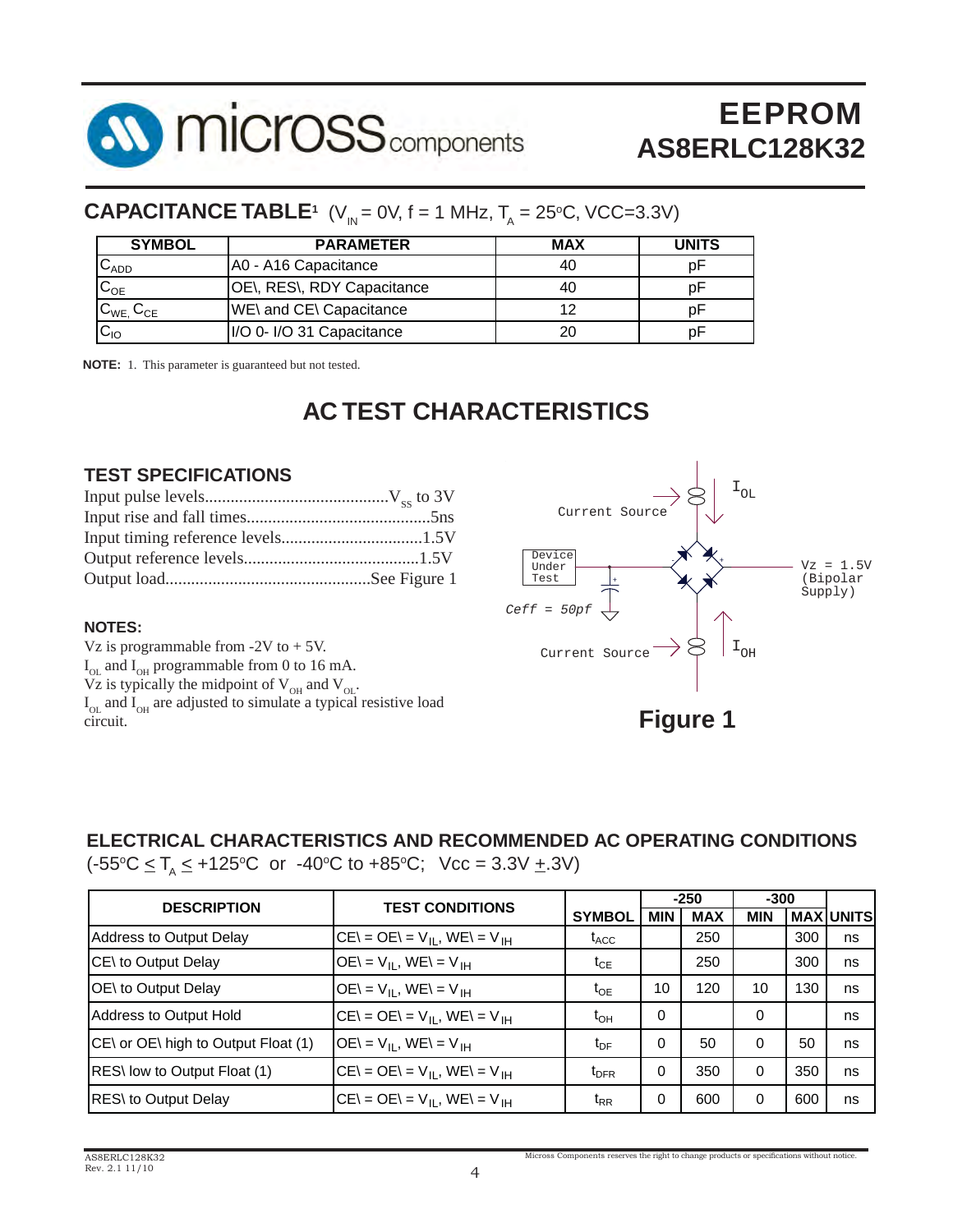## CAPACITANCE TABLE[1] ($V_{IN}$ = 0V, f = 1 MHz, $T_A$ = 25°C, VCC=3.3V)

| SYMBOL | PARAMETER | MAX | UNITS |
|---|---|---|---|
| $C_{ADD}$ | A0 - A16 Capacitance | 40 | pF |
| $C_{OE}$ | OE\, RES\, RDY Capacitance | 40 | pF |
| $C_{WE}$, $C_{CE}$ | WE\ and CE\ Capacitance | 12 | pF |
| $C_{IO}$ | I/O 0- I/O 31 Capacitance | 20 | pF |

**NOTE:** 1. This parameter is guaranteed but not tested.

# AC TEST CHARACTERISTICS

### TEST SPECIFICATIONS

Input pulse levels........................................... $V_{SS}$ to 3V
Input rise and fall times...........................................5ns
Input timing reference levels.................................1.5V
Output reference levels.........................................1.5V
Output load................................................See Figure 1

### NOTES:

Vz is programmable from -2V to + 5V.
$I_{OL}$ and $I_{OH}$ programmable from 0 to 16 mA.
Vz is typically the midpoint of $V_{OH}$ and $V_{OL}$.
$I_{OL}$ and $I_{OH}$ are adjusted to simulate a typical resistive load circuit.

Current Source — $I_{OL}$
Device Under Test
Ceff = 50pf
Vz = 1.5V (Bipolar Supply)
Current Source — $I_{OH}$

**Figure 1**

### ELECTRICAL CHARACTERISTICS AND RECOMMENDED AC OPERATING CONDITIONS

(-55°C ≤ $T_A$ ≤ +125°C or -40°C to +85°C; Vcc = 3.3V ±.3V)

| DESCRIPTION | TEST CONDITIONS | SYMBOL | -250 MIN | -250 MAX | -300 MIN | -300 MAX | UNITS |
|---|---|---|---|---|---|---|---|
| Address to Output Delay | CE\ = OE\ = $V_{IL}$, WE\ = $V_{IH}$ | $t_{ACC}$ | | 250 | | 300 | ns |
| CE\ to Output Delay | OE\ = $V_{IL}$, WE\ = $V_{IH}$ | $t_{CE}$ | | 250 | | 300 | ns |
| OE\ to Output Delay | OE\ = $V_{IL}$, WE\ = $V_{IH}$ | $t_{OE}$ | 10 | 120 | 10 | 130 | ns |
| Address to Output Hold | CE\ = OE\ = $V_{IL}$, WE\ = $V_{IH}$ | $t_{OH}$ | 0 | | 0 | | ns |
| CE\ or OE\ high to Output Float (1) | OE\ = $V_{IL}$, WE\ = $V_{IH}$ | $t_{DF}$ | 0 | 50 | 0 | 50 | ns |
| RES\ low to Output Float (1) | CE\ = OE\ = $V_{IL}$, WE\ = $V_{IH}$ | $t_{DFR}$ | 0 | 350 | 0 | 350 | ns |
| RES\ to Output Delay | CE\ = OE\ = $V_{IL}$, WE\ = $V_{IH}$ | $t_{RR}$ | 0 | 600 | 0 | 600 | ns |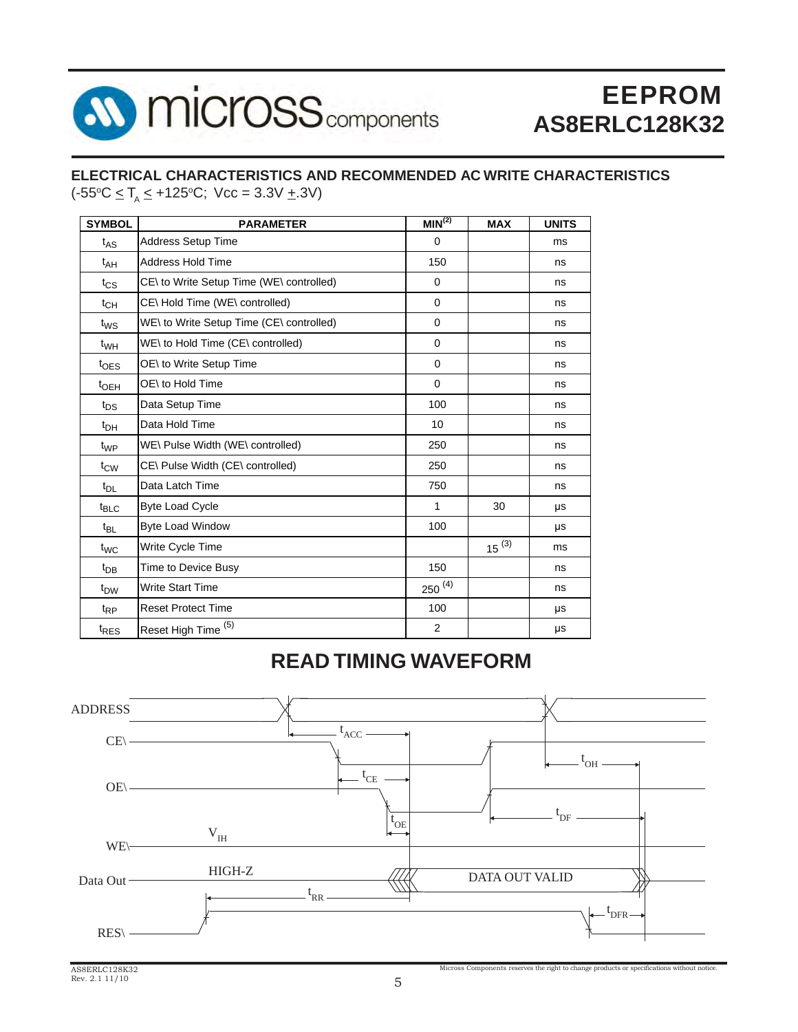## ELECTRICAL CHARACTERISTICS AND RECOMMENDED AC WRITE CHARACTERISTICS

($-55^oC \leq T_A \leq +125^oC$; Vcc = 3.3V $\pm$.3V)

| SYMBOL | PARAMETER | MIN[2] | MAX | UNITS |
|---|---|---|---|---|
| $t_{AS}$ | Address Setup Time | 0 | | ms |
| $t_{AH}$ | Address Hold Time | 150 | | ns |
| $t_{CS}$ | CE\ to Write Setup Time (WE\ controlled) | 0 | | ns |
| $t_{CH}$ | CE\ Hold Time (WE\ controlled) | 0 | | ns |
| $t_{WS}$ | WE\ to Write Setup Time (CE\ controlled) | 0 | | ns |
| $t_{WH}$ | WE\ to Hold Time (CE\ controlled) | 0 | | ns |
| $t_{OES}$ | OE\ to Write Setup Time | 0 | | ns |
| $t_{OEH}$ | OE\ to Hold Time | 0 | | ns |
| $t_{DS}$ | Data Setup Time | 100 | | ns |
| $t_{DH}$ | Data Hold Time | 10 | | ns |
| $t_{WP}$ | WE\ Pulse Width (WE\ controlled) | 250 | | ns |
| $t_{CW}$ | CE\ Pulse Width (CE\ controlled) | 250 | | ns |
| $t_{DL}$ | Data Latch Time | 750 | | ns |
| $t_{BLC}$ | Byte Load Cycle | 1 | 30 | μs |
| $t_{BL}$ | Byte Load Window | 100 | | μs |
| $t_{WC}$ | Write Cycle Time | | 15 [3] | ms |
| $t_{DB}$ | Time to Device Busy | 150 | | ns |
| $t_{DW}$ | Write Start Time | 250 [4] | | ns |
| $t_{RP}$ | Reset Protect Time | 100 | | μs |
| $t_{RES}$ | Reset High Time [5] | 2 | | μs |

## READ TIMING WAVEFORM

ADDRESS, CE\, OE\, WE\, Data Out, RES\

$t_{ACC}$, $t_{CE}$, $t_{OE}$, $t_{OH}$, $t_{DF}$, $V_{IH}$, HIGH-Z, DATA OUT VALID, $t_{RR}$, $t_{DFR}$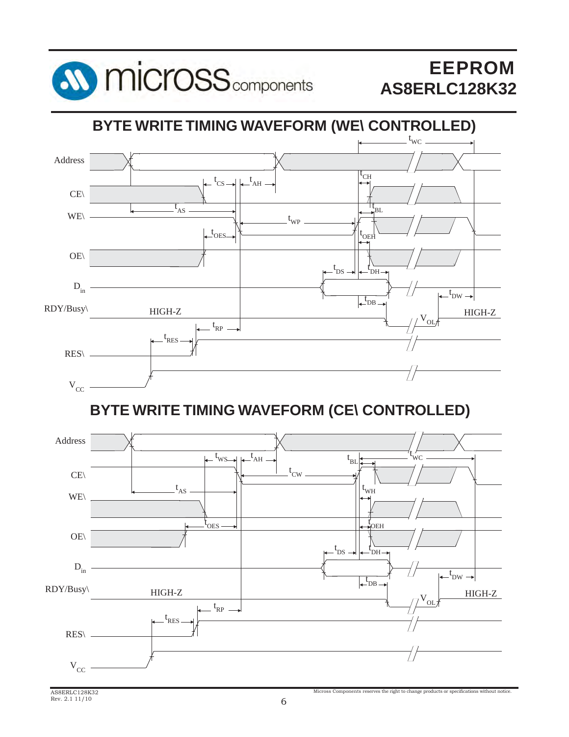## BYTE WRITE TIMING WAVEFORM (WE\ CONTROLLED)

Address

CE\

WE\

OE\

$D_{in}$

RDY/Busy\

RES\

$V_{CC}$

$t_{WC}$, $t_{CH}$, $t_{CS}$, $t_{AH}$, $t_{AS}$, $t_{BL}$, $t_{WP}$, $t_{OES}$, $t_{OEH}$, $t_{DS}$, $t_{DH}$, $t_{DW}$, $t_{DB}$, $t_{RP}$, $t_{RES}$, $V_{OL}$

HIGH-Z

HIGH-Z

## BYTE WRITE TIMING WAVEFORM (CE\ CONTROLLED)

Address

CE\

WE\

OE\

$D_{in}$

RDY/Busy\

RES\

$V_{CC}$

$t_{WS}$, $t_{AH}$, $t_{BL}$, $t_{WC}$, $t_{CW}$, $t_{AS}$, $t_{WH}$, $t_{OES}$, $t_{OEH}$, $t_{DS}$, $t_{DH}$, $t_{DW}$, $t_{DB}$, $t_{RP}$, $t_{RES}$, $V_{OL}$

HIGH-Z

HIGH-Z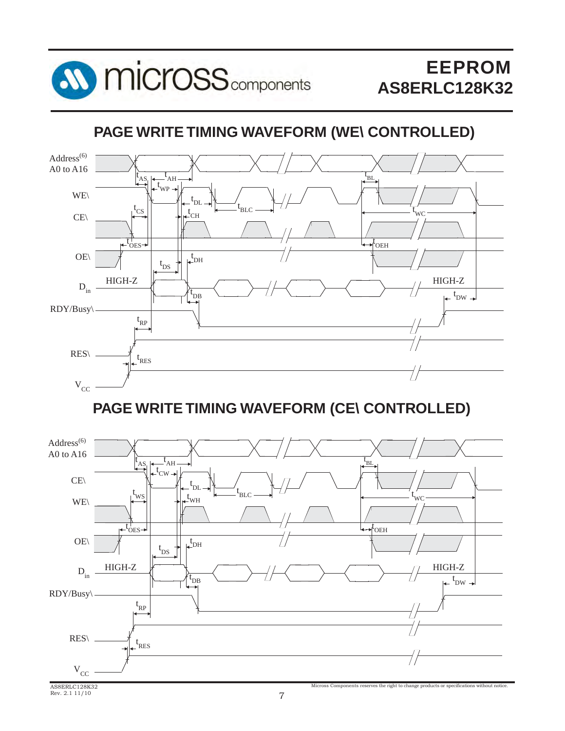## PAGE WRITE TIMING WAVEFORM (WE\ CONTROLLED)

Address(6) A0 to A16

WE\

CE\

OE\

$D_{in}$ HIGH-Z HIGH-Z

RDY/Busy\

RES\

$V_{CC}$

$t_{AS}$ $t_{AH}$ $t_{WP}$ $t_{BL}$ $t_{DL}$ $t_{BLC}$ $t_{CS}$ $t_{CH}$ $t_{WC}$ $t_{OES}$ $t_{OEH}$ $t_{DS}$ $t_{DH}$ $t_{DB}$ $t_{DW}$ $t_{RP}$ $t_{RES}$

## PAGE WRITE TIMING WAVEFORM (CE\ CONTROLLED)

Address(6) A0 to A16

CE\

WE\

OE\

$D_{in}$ HIGH-Z HIGH-Z

RDY/Busy\

RES\

$V_{CC}$

$t_{AS}$ $t_{AH}$ $t_{CW}$ $t_{BL}$ $t_{DL}$ $t_{BLC}$ $t_{WS}$ $t_{WH}$ $t_{WC}$ $t_{OES}$ $t_{OEH}$ $t_{DS}$ $t_{DH}$ $t_{DB}$ $t_{DW}$ $t_{RP}$ $t_{RES}$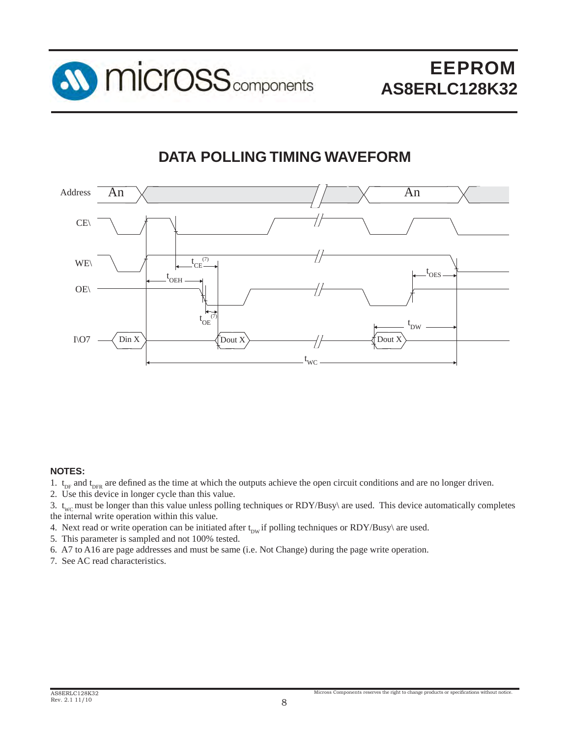## DATA POLLING TIMING WAVEFORM

Address An An

CE\

WE\ $t_{CE}$ (7)

$t_{OEH}$ $t_{OES}$

OE\

$t_{OE}$ (7) $t_{DW}$

I\O7 Din X Dout X Dout X

$t_{WC}$

**NOTES:**

1. $t_{DF}$ and $t_{DFR}$ are defined as the time at which the outputs achieve the open circuit conditions and are no longer driven.
2. Use this device in longer cycle than this value.
3. $t_{WC}$ must be longer than this value unless polling techniques or RDY/Busy\ are used. This device automatically completes the internal write operation within this value.
4. Next read or write operation can be initiated after $t_{DW}$ if polling techniques or RDY/Busy\ are used.
5. This parameter is sampled and not 100% tested.
6. A7 to A16 are page addresses and must be same (i.e. Not Change) during the page write operation.
7. See AC read characteristics.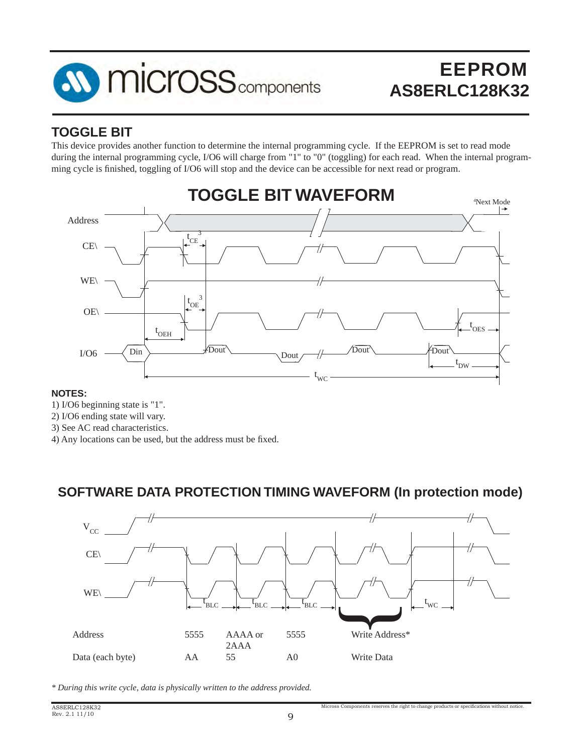## TOGGLE BIT

This device provides another function to determine the internal programming cycle. If the EEPROM is set to read mode during the internal programming cycle, I/O6 will charge from "1" to "0" (toggling) for each read. When the internal programming cycle is finished, toggling of I/O6 will stop and the device can be accessible for next read or program.

## TOGGLE BIT WAVEFORM

**NOTES:**

1) I/O6 beginning state is "1".
2) I/O6 ending state will vary.
3) See AC read characteristics.
4) Any locations can be used, but the address must be fixed.

## SOFTWARE DATA PROTECTION TIMING WAVEFORM (In protection mode)

| Address | 5555 | AAAA or 2AAA | 5555 | Write Address* |
|---|---|---|---|---|
| Data (each byte) | AA | 55 | A0 | Write Data |

*\* During this write cycle, data is physically written to the address provided.*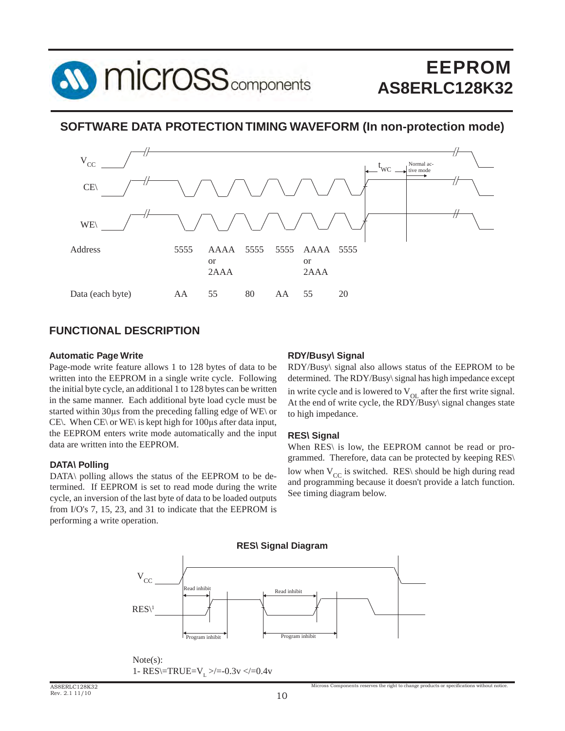## SOFTWARE DATA PROTECTION TIMING WAVEFORM (In non-protection mode)

$V_{CC}$

CE\

WE\

$t_{WC}$ Normal active mode

| Address | 5555 | AAAA or 2AAA | 5555 | 5555 | AAAA or 2AAA | 5555 |
|---|---|---|---|---|---|---|
| Data (each byte) | AA | 55 | 80 | AA | 55 | 20 |

## FUNCTIONAL DESCRIPTION

### Automatic Page Write

Page-mode write feature allows 1 to 128 bytes of data to be written into the EEPROM in a single write cycle. Following the initial byte cycle, an additional 1 to 128 bytes can be written in the same manner. Each additional byte load cycle must be started within 30µs from the preceding falling edge of WE\ or CE\. When CE\ or WE\ is kept high for 100µs after data input, the EEPROM enters write mode automatically and the input data are written into the EEPROM.

### DATA\ Polling

DATA\ polling allows the status of the EEPROM to be determined. If EEPROM is set to read mode during the write cycle, an inversion of the last byte of data to be loaded outputs from I/O's 7, 15, 23, and 31 to indicate that the EEPROM is performing a write operation.

### RDY/Busy\ Signal

RDY/Busy\ signal also allows status of the EEPROM to be determined. The RDY/Busy\ signal has high impedance except in write cycle and is lowered to $V_{OL}$ after the first write signal. At the end of write cycle, the RDY/Busy\ signal changes state to high impedance.

### RES\ Signal

When RES\ is low, the EEPROM cannot be read or programmed. Therefore, data can be protected by keeping RES\ low when $V_{CC}$ is switched. RES\ should be high during read and programming because it doesn't provide a latch function. See timing diagram below.

**RES\ Signal Diagram**

$V_{CC}$

RES\[1]

Read inhibit | Read inhibit

Program inhibit | Program inhibit

Note(s):
1- RES\=TRUE=$V_L$ >/=-0.3v </=0.4v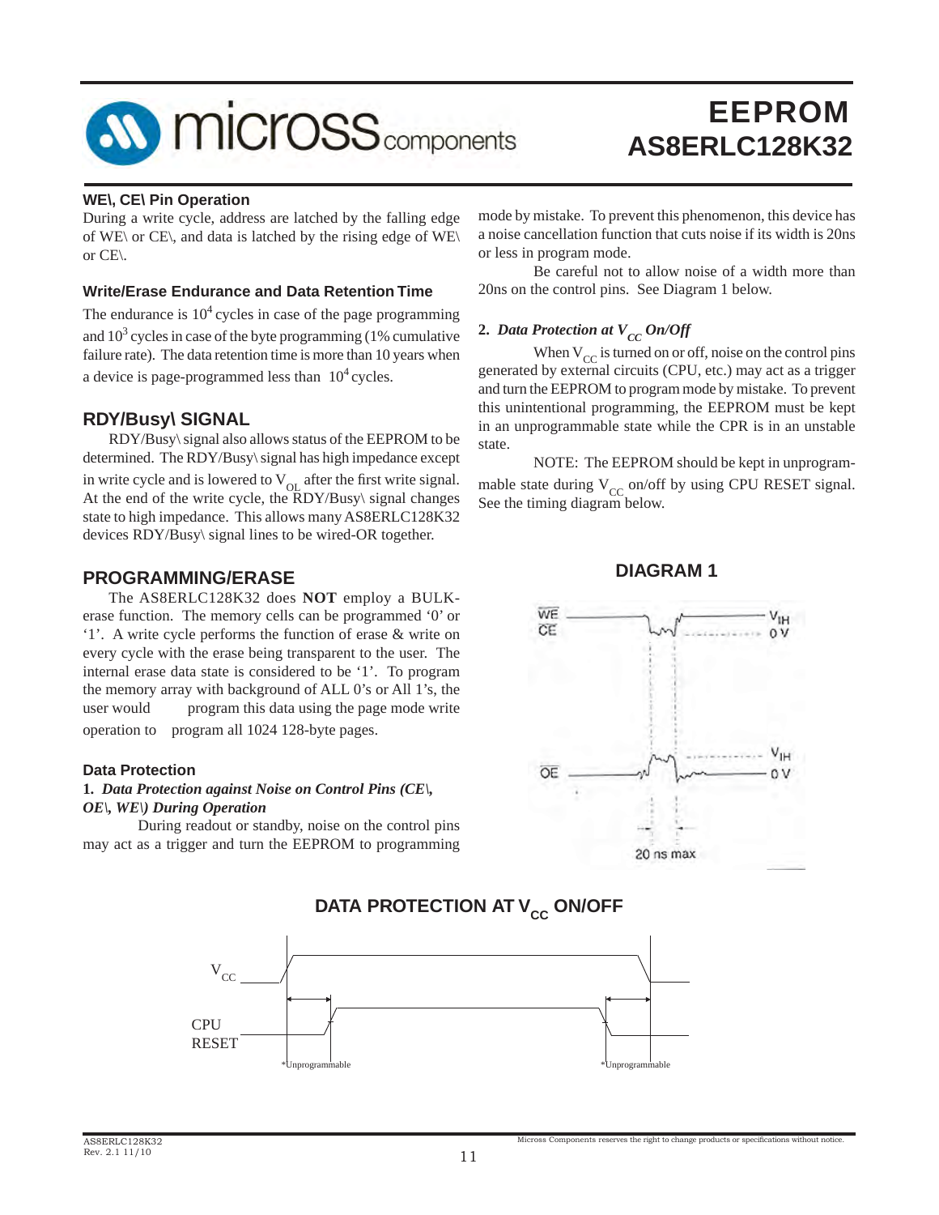## WE\, CE\ Pin Operation

During a write cycle, address are latched by the falling edge of WE\ or CE\, and data is latched by the rising edge of WE\ or CE\.

## Write/Erase Endurance and Data Retention Time

The endurance is $10^4$ cycles in case of the page programming and $10^3$ cycles in case of the byte programming (1% cumulative failure rate). The data retention time is more than 10 years when a device is page-programmed less than $10^4$ cycles.

## RDY/Busy\ SIGNAL

RDY/Busy\ signal also allows status of the EEPROM to be determined. The RDY/Busy\ signal has high impedance except in write cycle and is lowered to $V_{OL}$ after the first write signal. At the end of the write cycle, the RDY/Busy\ signal changes state to high impedance. This allows many AS8ERLC128K32 devices RDY/Busy\ signal lines to be wired-OR together.

## PROGRAMMING/ERASE

The AS8ERLC128K32 does **NOT** employ a BULK-erase function. The memory cells can be programmed '0' or '1'. A write cycle performs the function of erase & write on every cycle with the erase being transparent to the user. The internal erase data state is considered to be '1'. To program the memory array with background of ALL 0's or All 1's, the user would program this data using the page mode write operation to program all 1024 128-byte pages.

## Data Protection

**1.** ***Data Protection against Noise on Control Pins (CE\, OE\, WE\) During Operation***

During readout or standby, noise on the control pins may act as a trigger and turn the EEPROM to programming mode by mistake. To prevent this phenomenon, this device has a noise cancellation function that cuts noise if its width is 20ns or less in program mode.

Be careful not to allow noise of a width more than 20ns on the control pins. See Diagram 1 below.

**2.** ***Data Protection at $V_{CC}$ On/Off***

When $V_{CC}$ is turned on or off, noise on the control pins generated by external circuits (CPU, etc.) may act as a trigger and turn the EEPROM to program mode by mistake. To prevent this unintentional programming, the EEPROM must be kept in an unprogrammable state while the CPR is in an unstable state.

NOTE: The EEPROM should be kept in unprogrammable state during $V_{CC}$ on/off by using CPU RESET signal. See the timing diagram below.

### DIAGRAM 1

WE\ CE\ — $V_{IH}$ / 0 V

OE\ — $V_{IH}$ / 0 V

20 ns max

### DATA PROTECTION AT $V_{CC}$ ON/OFF

$V_{CC}$

CPU RESET

*Unprogrammable

*Unprogrammable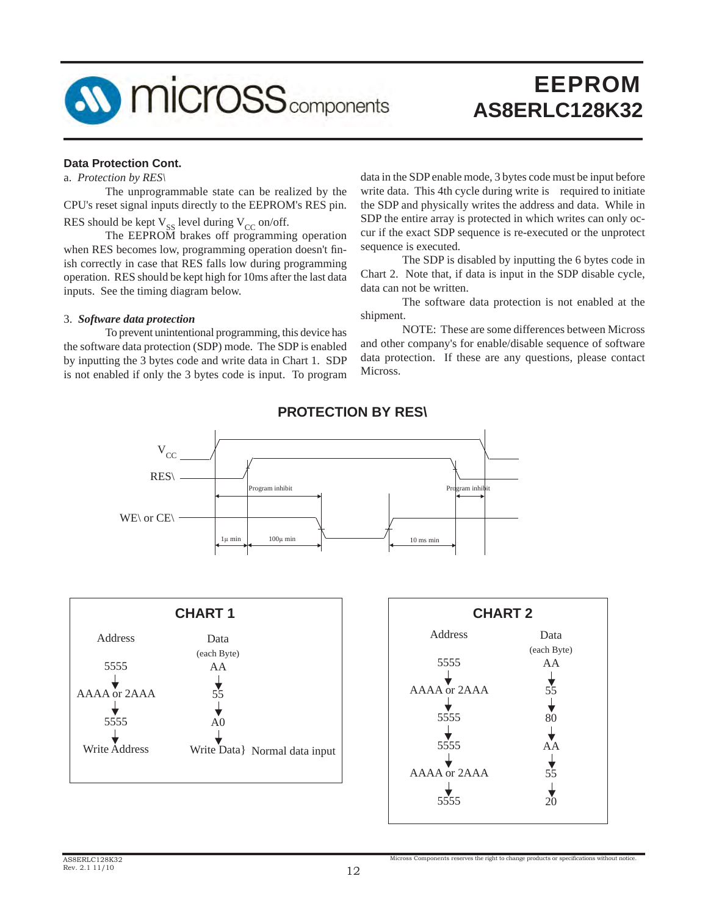## Data Protection Cont.

a. *Protection by RES\*

The unprogrammable state can be realized by the CPU's reset signal inputs directly to the EEPROM's RES pin. RES should be kept $V_{SS}$ level during $V_{CC}$ on/off.

The EEPROM brakes off programming operation when RES becomes low, programming operation doesn't finish correctly in case that RES falls low during programming operation. RES should be kept high for 10ms after the last data inputs. See the timing diagram below.

3. ***Software data protection***

To prevent unintentional programming, this device has the software data protection (SDP) mode. The SDP is enabled by inputting the 3 bytes code and write data in Chart 1. SDP is not enabled if only the 3 bytes code is input. To program data in the SDP enable mode, 3 bytes code must be input before write data. This 4th cycle during write is required to initiate the SDP and physically writes the address and data. While in SDP the entire array is protected in which writes can only occur if the exact SDP sequence is re-executed or the unprotect sequence is executed.

The SDP is disabled by inputting the 6 bytes code in Chart 2. Note that, if data is input in the SDP disable cycle, data can not be written.

The software data protection is not enabled at the shipment.

NOTE: These are some differences between Micross and other company's for enable/disable sequence of software data protection. If these are any questions, please contact Micross.

## PROTECTION BY RES\

$V_{CC}$

RES\

WE\ or CE\

Program inhibit — Program inhibit

1µ min — 100µ min — 10 ms min

### CHART 1

| Address | Data (each Byte) |
|---|---|
| 5555 | AA |
| ↓ | ↓ |
| AAAA or 2AAA | 55 |
| ↓ | ↓ |
| 5555 | A0 |
| ↓ | ↓ |
| Write Address | Write Data} Normal data input |

### CHART 2

| Address | Data (each Byte) |
|---|---|
| 5555 | AA |
| ↓ | ↓ |
| AAAA or 2AAA | 55 |
| ↓ | ↓ |
| 5555 | 80 |
| ↓ | ↓ |
| 5555 | AA |
| ↓ | ↓ |
| AAAA or 2AAA | 55 |
| ↓ | ↓ |
| 5555 | 20 |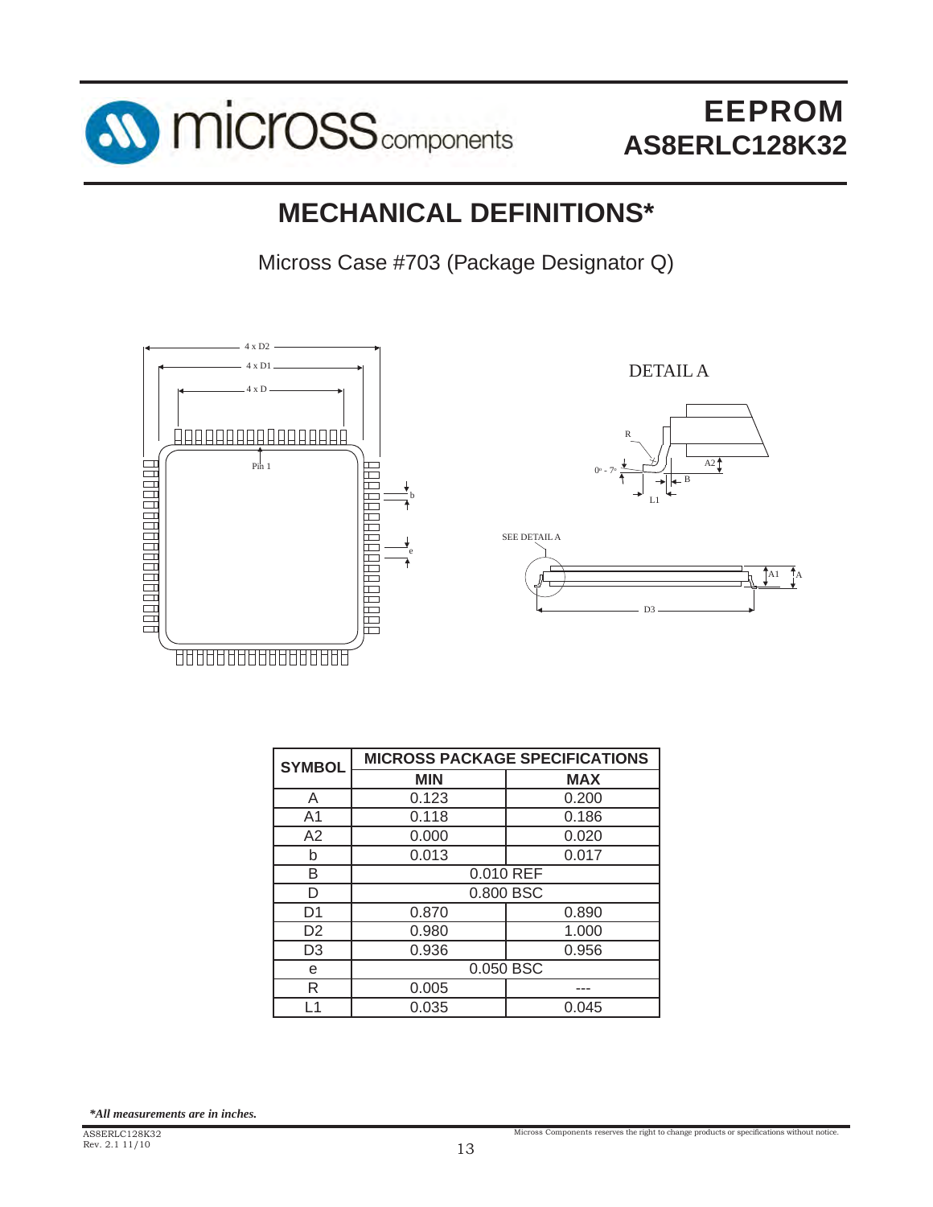# MECHANICAL DEFINITIONS*

Micross Case #703 (Package Designator Q)

| SYMBOL | MICROSS PACKAGE SPECIFICATIONS | |
|---|---|---|
| | MIN | MAX |
| A | 0.123 | 0.200 |
| A1 | 0.118 | 0.186 |
| A2 | 0.000 | 0.020 |
| b | 0.013 | 0.017 |
| B | 0.010 REF | |
| D | 0.800 BSC | |
| D1 | 0.870 | 0.890 |
| D2 | 0.980 | 1.000 |
| D3 | 0.936 | 0.956 |
| e | 0.050 BSC | |
| R | 0.005 | --- |
| L1 | 0.035 | 0.045 |

***All measurements are in inches.***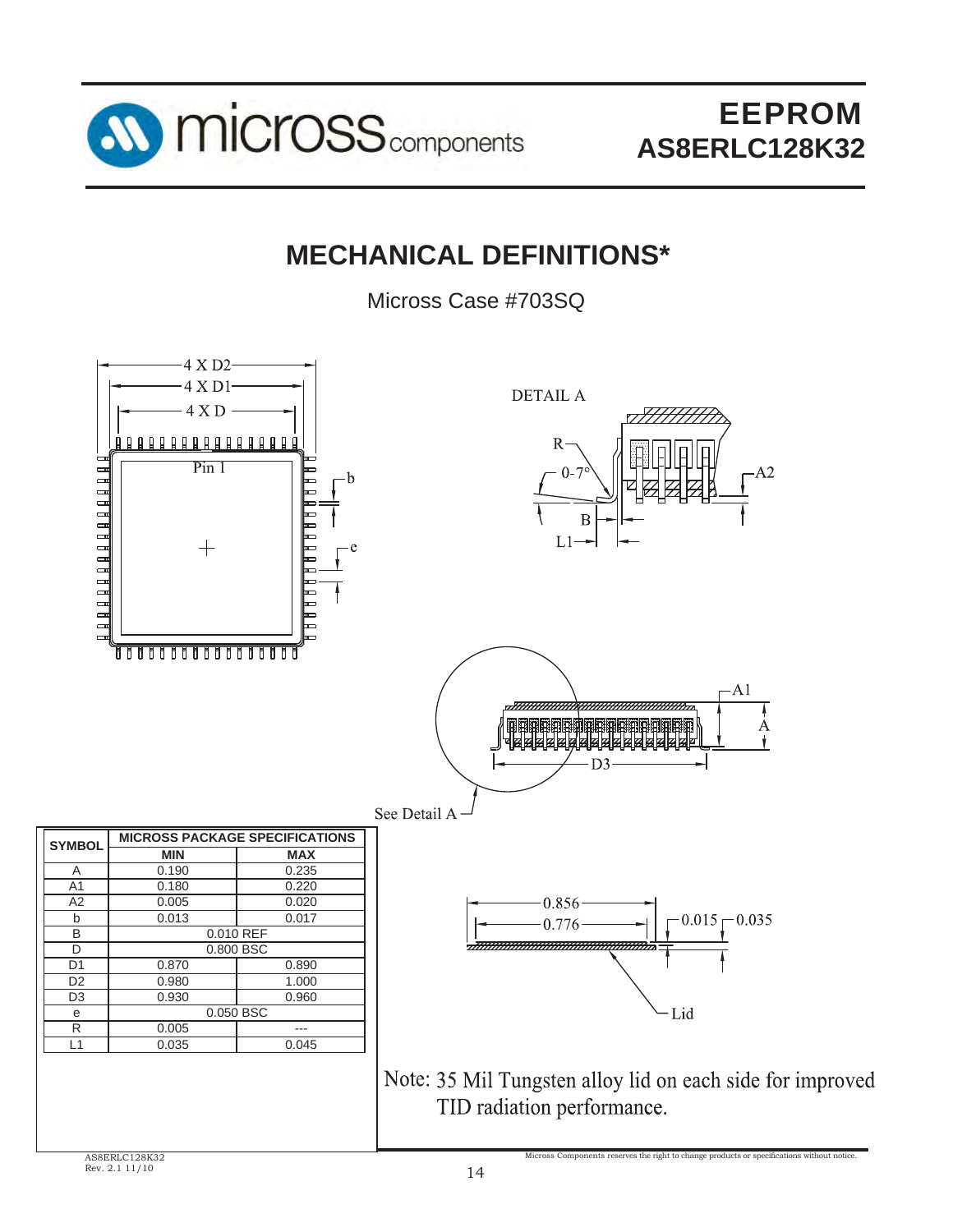## MECHANICAL DEFINITIONS*

Micross Case #703SQ

| SYMBOL | MICROSS PACKAGE SPECIFICATIONS | |
|---|---|---|
| | MIN | MAX |
| A | 0.190 | 0.235 |
| A1 | 0.180 | 0.220 |
| A2 | 0.005 | 0.020 |
| b | 0.013 | 0.017 |
| B | 0.010 REF | |
| D | 0.800 BSC | |
| D1 | 0.870 | 0.890 |
| D2 | 0.980 | 1.000 |
| D3 | 0.930 | 0.960 |
| e | 0.050 BSC | |
| R | 0.005 | --- |
| L1 | 0.035 | 0.045 |

Note: 35 Mil Tungsten alloy lid on each side for improved TID radiation performance.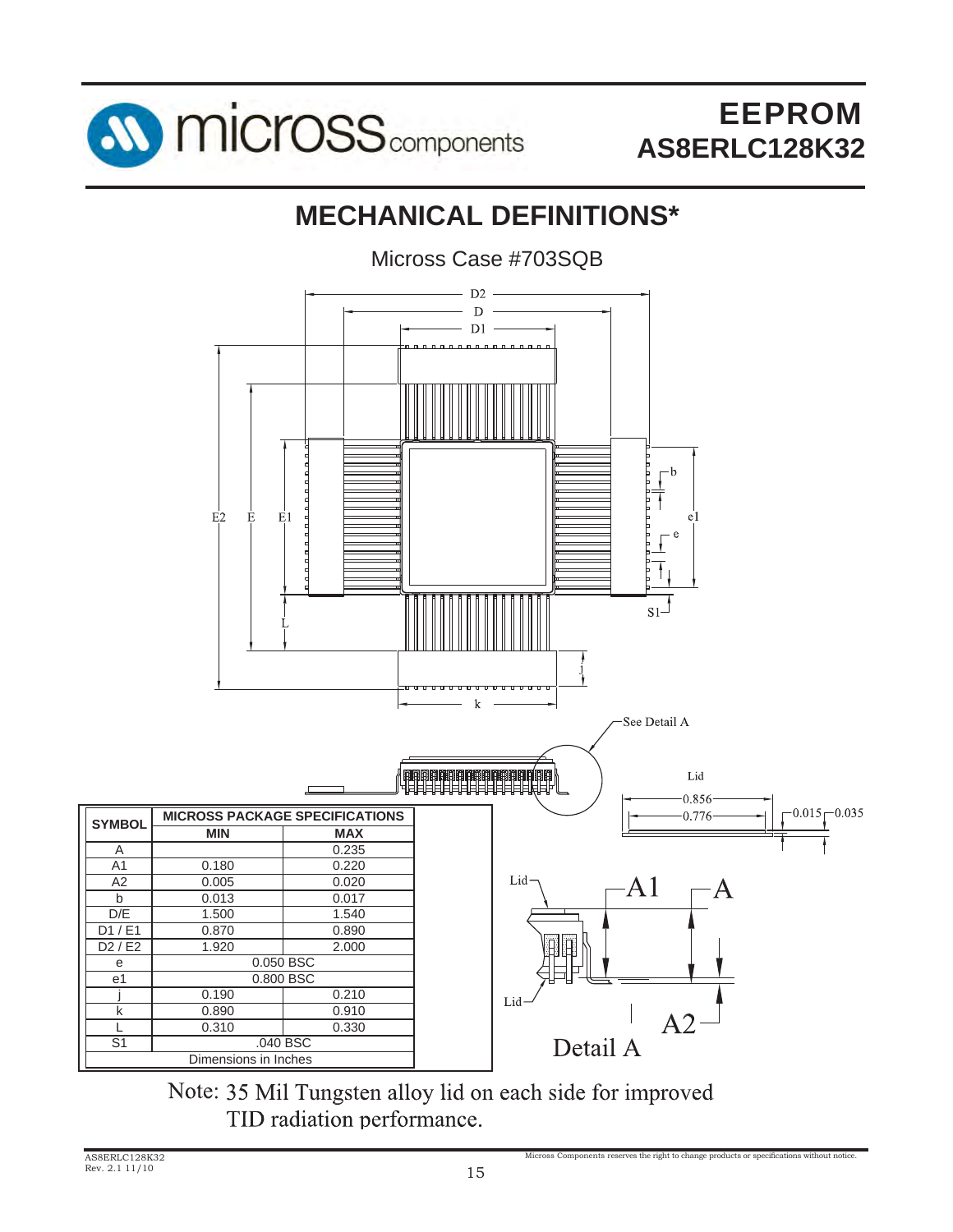# MECHANICAL DEFINITIONS*

Micross Case #703SQB

| SYMBOL | MICROSS PACKAGE SPECIFICATIONS | |
|---|---|---|
| | MIN | MAX |
| A | | 0.235 |
| A1 | 0.180 | 0.220 |
| A2 | 0.005 | 0.020 |
| b | 0.013 | 0.017 |
| D/E | 1.500 | 1.540 |
| D1 / E1 | 0.870 | 0.890 |
| D2 / E2 | 1.920 | 2.000 |
| e | 0.050 BSC | |
| e1 | 0.800 BSC | |
| j | 0.190 | 0.210 |
| k | 0.890 | 0.910 |
| L | 0.310 | 0.330 |
| S1 | .040 BSC | |
| Dimensions in Inches | | |

Lid: 0.856, 0.776, 0.015, 0.035

Detail A

Note: 35 Mil Tungsten alloy lid on each side for improved TID radiation performance.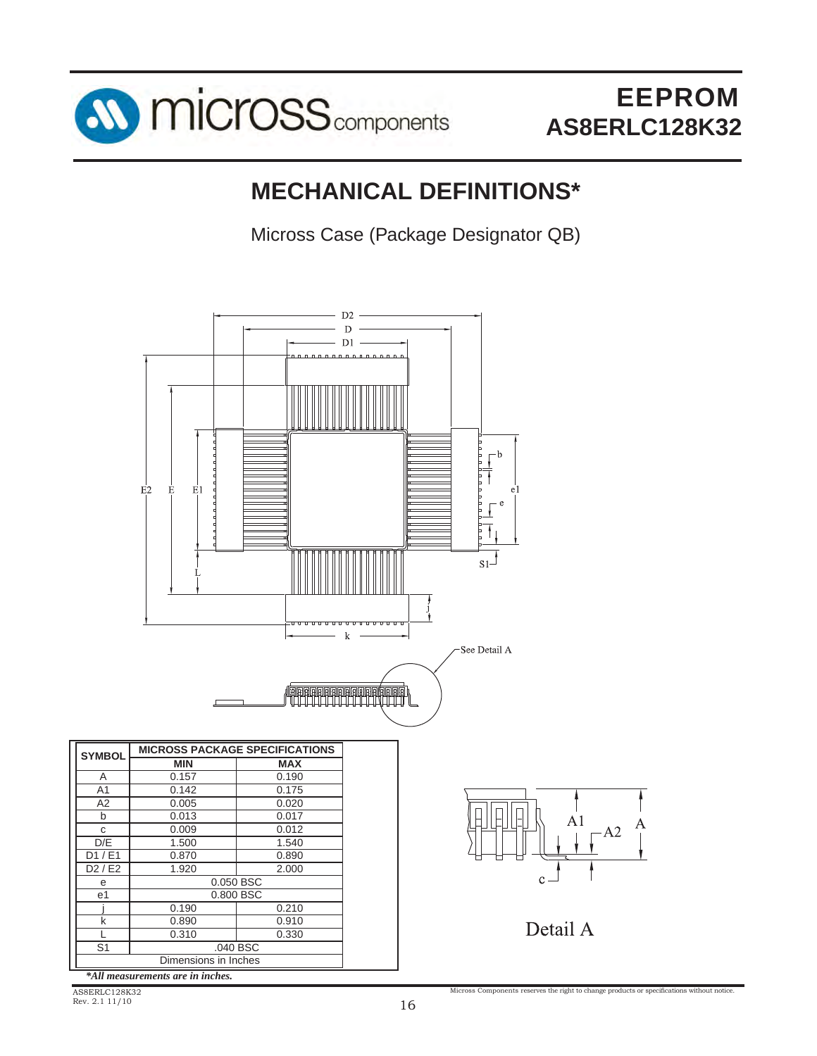# MECHANICAL DEFINITIONS*

Micross Case (Package Designator QB)

| SYMBOL | MICROSS PACKAGE SPECIFICATIONS | |
|---|---|---|
| | MIN | MAX |
| A | 0.157 | 0.190 |
| A1 | 0.142 | 0.175 |
| A2 | 0.005 | 0.020 |
| b | 0.013 | 0.017 |
| c | 0.009 | 0.012 |
| D/E | 1.500 | 1.540 |
| D1 / E1 | 0.870 | 0.890 |
| D2 / E2 | 1.920 | 2.000 |
| e | 0.050 BSC | |
| e1 | 0.800 BSC | |
| j | 0.190 | 0.210 |
| k | 0.890 | 0.910 |
| L | 0.310 | 0.330 |
| S1 | .040 BSC | |
| Dimensions in Inches | | |

Detail A

****All measurements are in inches.***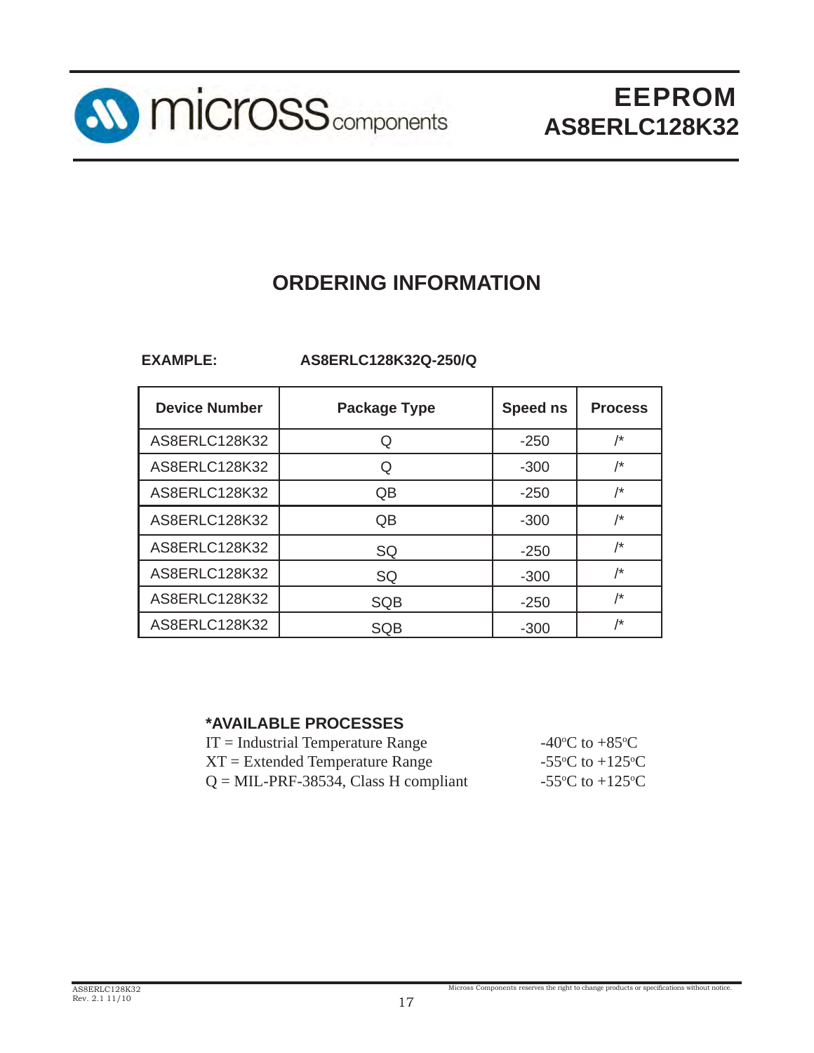## ORDERING INFORMATION

**EXAMPLE:** **AS8ERLC128K32Q-250/Q**

| Device Number | Package Type | Speed ns | Process |
|---|---|---|---|
| AS8ERLC128K32 | Q | -250 | /* |
| AS8ERLC128K32 | Q | -300 | /* |
| AS8ERLC128K32 | QB | -250 | /* |
| AS8ERLC128K32 | QB | -300 | /* |
| AS8ERLC128K32 | SQ | -250 | /* |
| AS8ERLC128K32 | SQ | -300 | /* |
| AS8ERLC128K32 | SQB | -250 | /* |
| AS8ERLC128K32 | SQB | -300 | /* |

**\*AVAILABLE PROCESSES**

| | |
|---|---|
| IT = Industrial Temperature Range | -40°C to +85°C |
| XT = Extended Temperature Range | -55°C to +125°C |
| Q = MIL-PRF-38534, Class H compliant | -55°C to +125°C |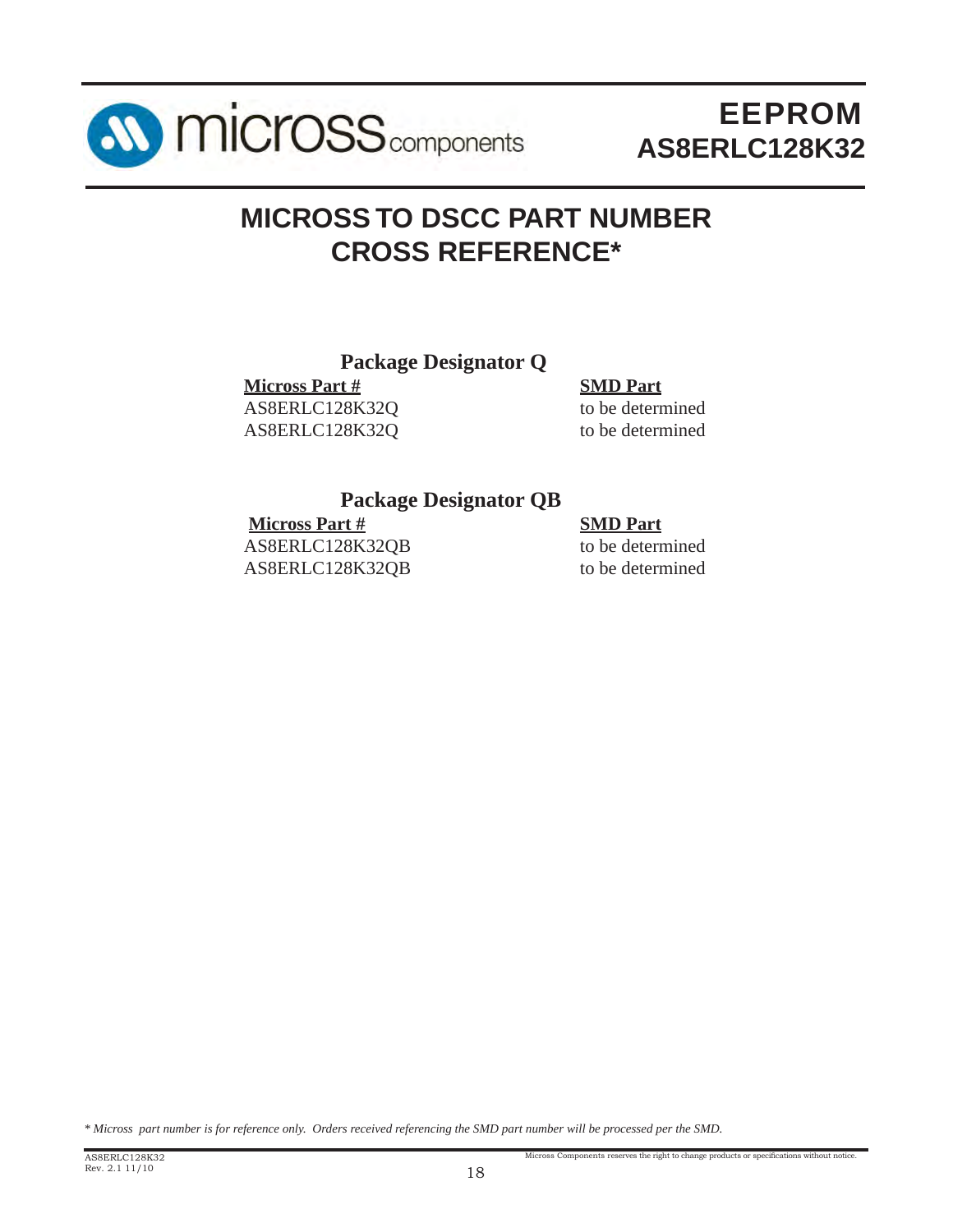# MICROSS TO DSCC PART NUMBER CROSS REFERENCE*

### Package Designator Q

| Micross Part # | SMD Part |
|---|---|
| AS8ERLC128K32Q | to be determined |
| AS8ERLC128K32Q | to be determined |

### Package Designator QB

| Micross Part # | SMD Part |
|---|---|
| AS8ERLC128K32QB | to be determined |
| AS8ERLC128K32QB | to be determined |

*\* Micross part number is for reference only. Orders received referencing the SMD part number will be processed per the SMD.*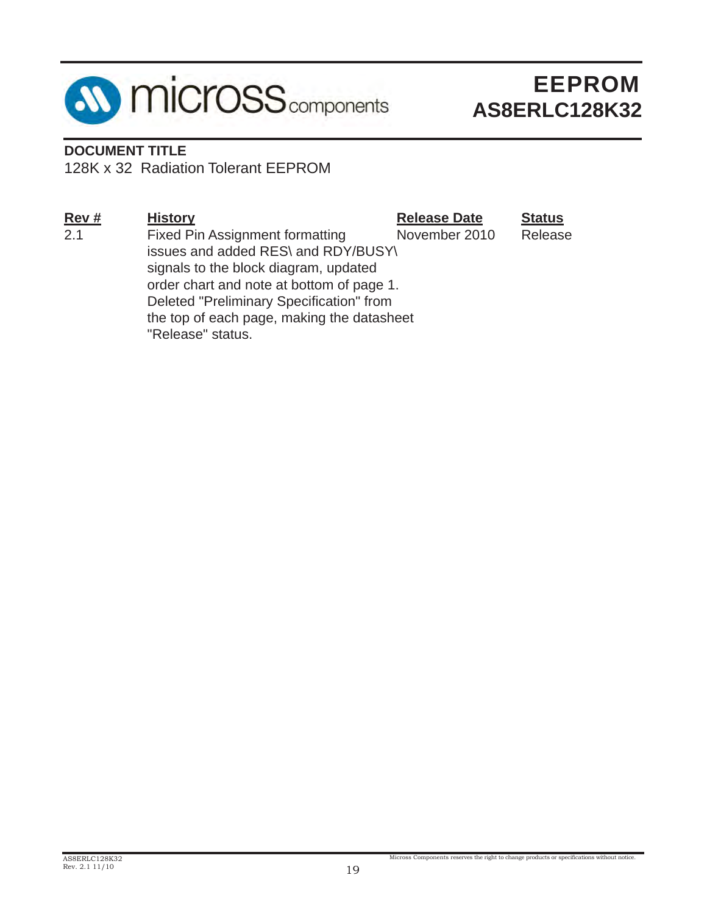**DOCUMENT TITLE**

128K x 32 Radiation Tolerant EEPROM

| Rev # | History | Release Date | Status |
|---|---|---|---|
| 2.1 | Fixed Pin Assignment formatting issues and added RES\ and RDY/BUSY\ signals to the block diagram, updated order chart and note at bottom of page 1. Deleted "Preliminary Specification" from the top of each page, making the datasheet "Release" status. | November 2010 | Release |